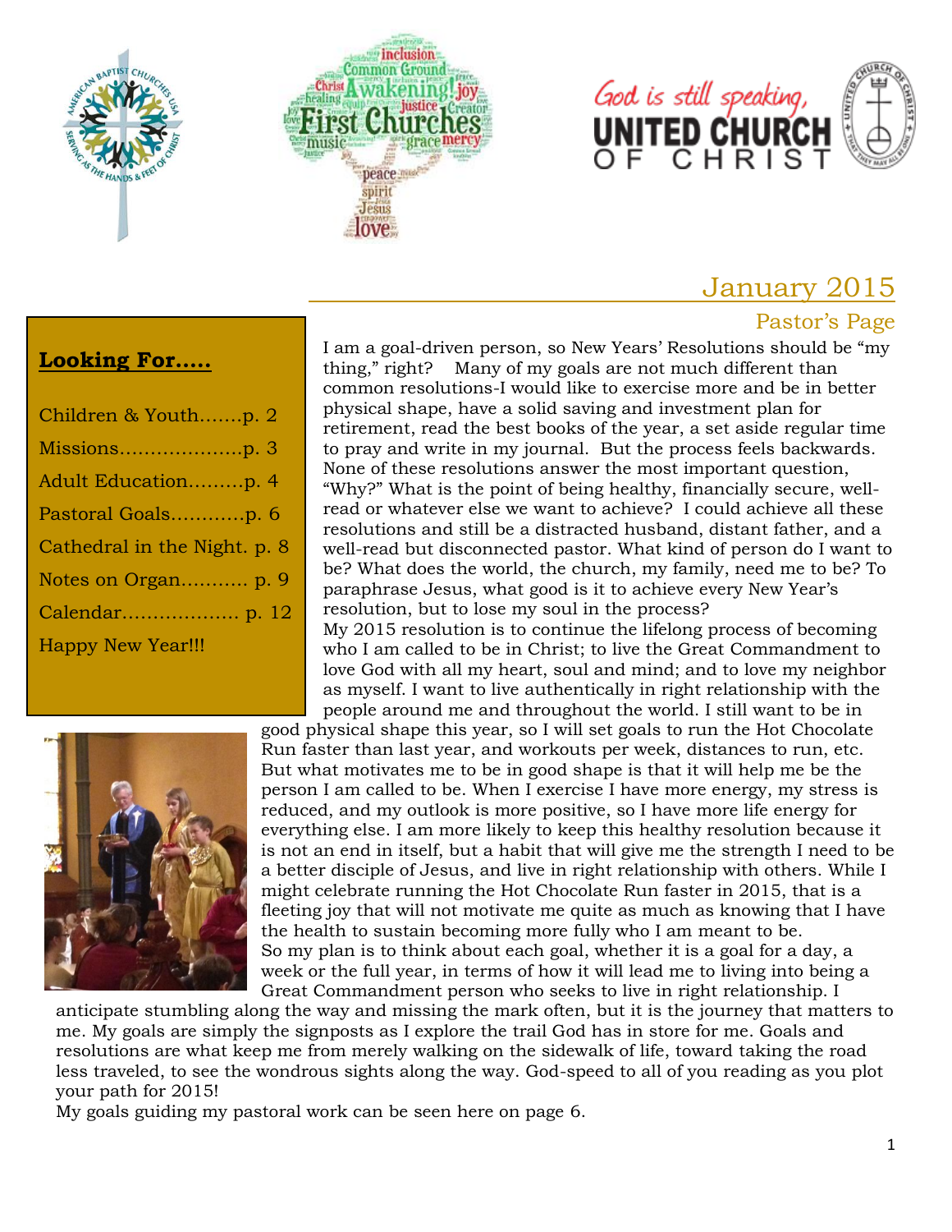# January 2015

## Pastor's Page

**Looking For.....**

- Children & Youth.......p. 2
- Missions....................p. 3
- Adult Education.........p. 4
- Pastoral Goals............p. 6
- Cathedral in the Night. p. 8
- Notes on Organ........... p. 9
- Calendar................... p. 12
- Happy New Year!!!

I am a goal-driven person, so New Years' Resolutions should be "my thing," right? Many of my goals are not much different than common resolutions-I would like to exercise more and be in better physical shape, have a solid saving and investment plan for retirement, read the best books of the year, a set aside regular time to pray and write in my journal. But the process feels backwards. None of these resolutions answer the most important question, "Why?" What is the point of being healthy, financially secure, well-read or whatever else we want to achieve? I could achieve all these resolutions and still be a distracted husband, distant father, and a well-read but disconnected pastor. What kind of person do I want to be? What does the world, the church, my family, need me to be? To paraphrase Jesus, what good is it to achieve every New Year's resolution, but to lose my soul in the process?

My 2015 resolution is to continue the lifelong process of becoming who I am called to be in Christ; to live the Great Commandment to love God with all my heart, soul and mind; and to love my neighbor as myself. I want to live authentically in right relationship with the people around me and throughout the world. I still want to be in good physical shape this year, so I will set goals to run the Hot Chocolate Run faster than last year, and workouts per week, distances to run, etc. But what motivates me to be in good shape is that it will help me be the person I am called to be. When I exercise I have more energy, my stress is reduced, and my outlook is more positive, so I have more life energy for everything else. I am more likely to keep this healthy resolution because it is not an end in itself, but a habit that will give me the strength I need to be a better disciple of Jesus, and live in right relationship with others. While I might celebrate running the Hot Chocolate Run faster in 2015, that is a fleeting joy that will not motivate me quite as much as knowing that I have the health to sustain becoming more fully who I am meant to be.

So my plan is to think about each goal, whether it is a goal for a day, a week or the full year, in terms of how it will lead me to living into being a Great Commandment person who seeks to live in right relationship. I anticipate stumbling along the way and missing the mark often, but it is the journey that matters to me. My goals are simply the signposts as I explore the trail God has in store for me. Goals and resolutions are what keep me from merely walking on the sidewalk of life, toward taking the road less traveled, to see the wondrous sights along the way. God-speed to all of you reading as you plot your path for 2015!

My goals guiding my pastoral work can be seen here on page 6.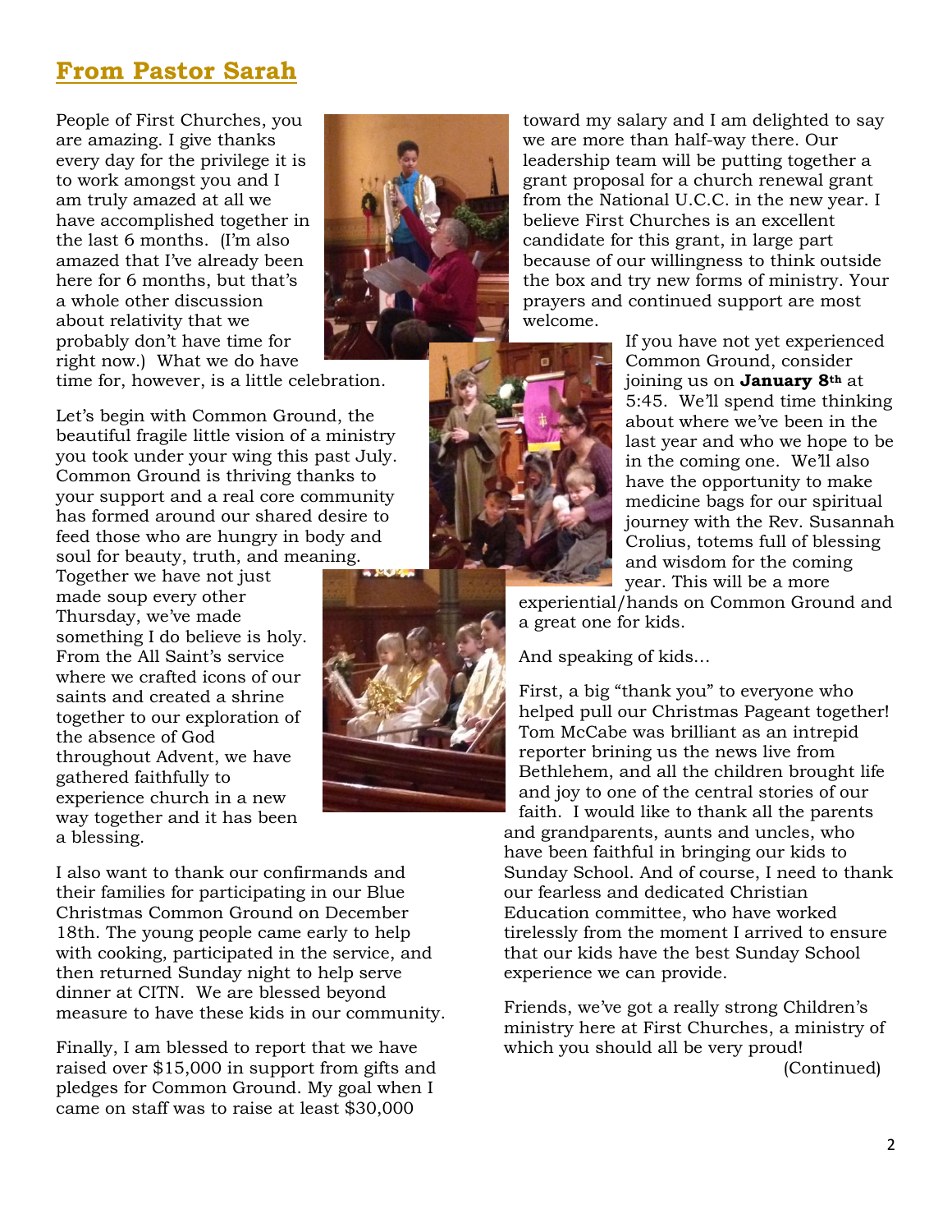## From Pastor Sarah

People of First Churches, you are amazing. I give thanks every day for the privilege it is to work amongst you and I am truly amazed at all we have accomplished together in the last 6 months. (I'm also amazed that I've already been here for 6 months, but that's a whole other discussion about relativity that we probably don't have time for right now.) What we do have time for, however, is a little celebration.

Let's begin with Common Ground, the beautiful fragile little vision of a ministry you took under your wing this past July. Common Ground is thriving thanks to your support and a real core community has formed around our shared desire to feed those who are hungry in body and soul for beauty, truth, and meaning. Together we have not just made soup every other Thursday, we've made something I do believe is holy. From the All Saint's service where we crafted icons of our saints and created a shrine together to our exploration of the absence of God throughout Advent, we have gathered faithfully to experience church in a new way together and it has been a blessing.

I also want to thank our confirmands and their families for participating in our Blue Christmas Common Ground on December 18th. The young people came early to help with cooking, participated in the service, and then returned Sunday night to help serve dinner at CITN. We are blessed beyond measure to have these kids in our community.

Finally, I am blessed to report that we have raised over $15,000 in support from gifts and pledges for Common Ground. My goal when I came on staff was to raise at least $30,000 toward my salary and I am delighted to say we are more than half-way there. Our leadership team will be putting together a grant proposal for a church renewal grant from the National U.C.C. in the new year. I believe First Churches is an excellent candidate for this grant, in large part because of our willingness to think outside the box and try new forms of ministry. Your prayers and continued support are most welcome.

If you have not yet experienced Common Ground, consider joining us on **January 8th** at 5:45. We'll spend time thinking about where we've been in the last year and who we hope to be in the coming one. We'll also have the opportunity to make medicine bags for our spiritual journey with the Rev. Susannah Crolius, totems full of blessing and wisdom for the coming year. This will be a more experiential/hands on Common Ground and a great one for kids.

And speaking of kids...

First, a big "thank you" to everyone who helped pull our Christmas Pageant together! Tom McCabe was brilliant as an intrepid reporter brining us the news live from Bethlehem, and all the children brought life and joy to one of the central stories of our faith. I would like to thank all the parents and grandparents, aunts and uncles, who have been faithful in bringing our kids to Sunday School. And of course, I need to thank our fearless and dedicated Christian Education committee, who have worked tirelessly from the moment I arrived to ensure that our kids have the best Sunday School experience we can provide.

Friends, we've got a really strong Children's ministry here at First Churches, a ministry of which you should all be very proud!

(Continued)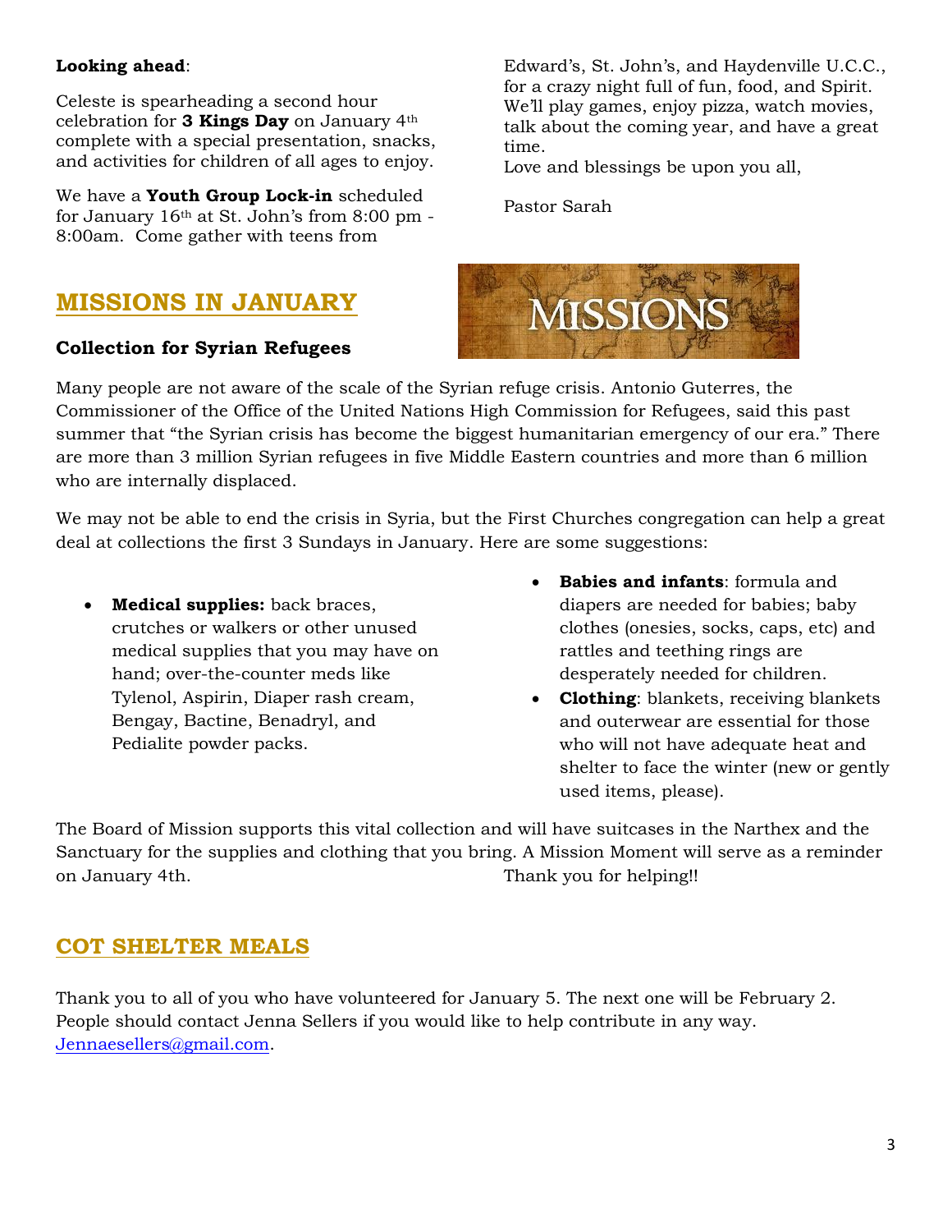**Looking ahead**:

Celeste is spearheading a second hour celebration for **3 Kings Day** on January 4th complete with a special presentation, snacks, and activities for children of all ages to enjoy.

We have a **Youth Group Lock-in** scheduled for January 16th at St. John's from 8:00 pm - 8:00am. Come gather with teens from Edward's, St. John's, and Haydenville U.C.C., for a crazy night full of fun, food, and Spirit. We'll play games, enjoy pizza, watch movies, talk about the coming year, and have a great time.

Love and blessings be upon you all,

Pastor Sarah

## MISSIONS IN JANUARY

### Collection for Syrian Refugees

Many people are not aware of the scale of the Syrian refuge crisis. Antonio Guterres, the Commissioner of the Office of the United Nations High Commission for Refugees, said this past summer that "the Syrian crisis has become the biggest humanitarian emergency of our era." There are more than 3 million Syrian refugees in five Middle Eastern countries and more than 6 million who are internally displaced.

We may not be able to end the crisis in Syria, but the First Churches congregation can help a great deal at collections the first 3 Sundays in January. Here are some suggestions:

- **Medical supplies:** back braces, crutches or walkers or other unused medical supplies that you may have on hand; over-the-counter meds like Tylenol, Aspirin, Diaper rash cream, Bengay, Bactine, Benadryl, and Pedialite powder packs.
- **Babies and infants**: formula and diapers are needed for babies; baby clothes (onesies, socks, caps, etc) and rattles and teething rings are desperately needed for children.
- **Clothing**: blankets, receiving blankets and outerwear are essential for those who will not have adequate heat and shelter to face the winter (new or gently used items, please).

The Board of Mission supports this vital collection and will have suitcases in the Narthex and the Sanctuary for the supplies and clothing that you bring. A Mission Moment will serve as a reminder on January 4th.

Thank you for helping!!

## COT SHELTER MEALS

Thank you to all of you who have volunteered for January 5. The next one will be February 2. People should contact Jenna Sellers if you would like to help contribute in any way. Jennaesellers@gmail.com.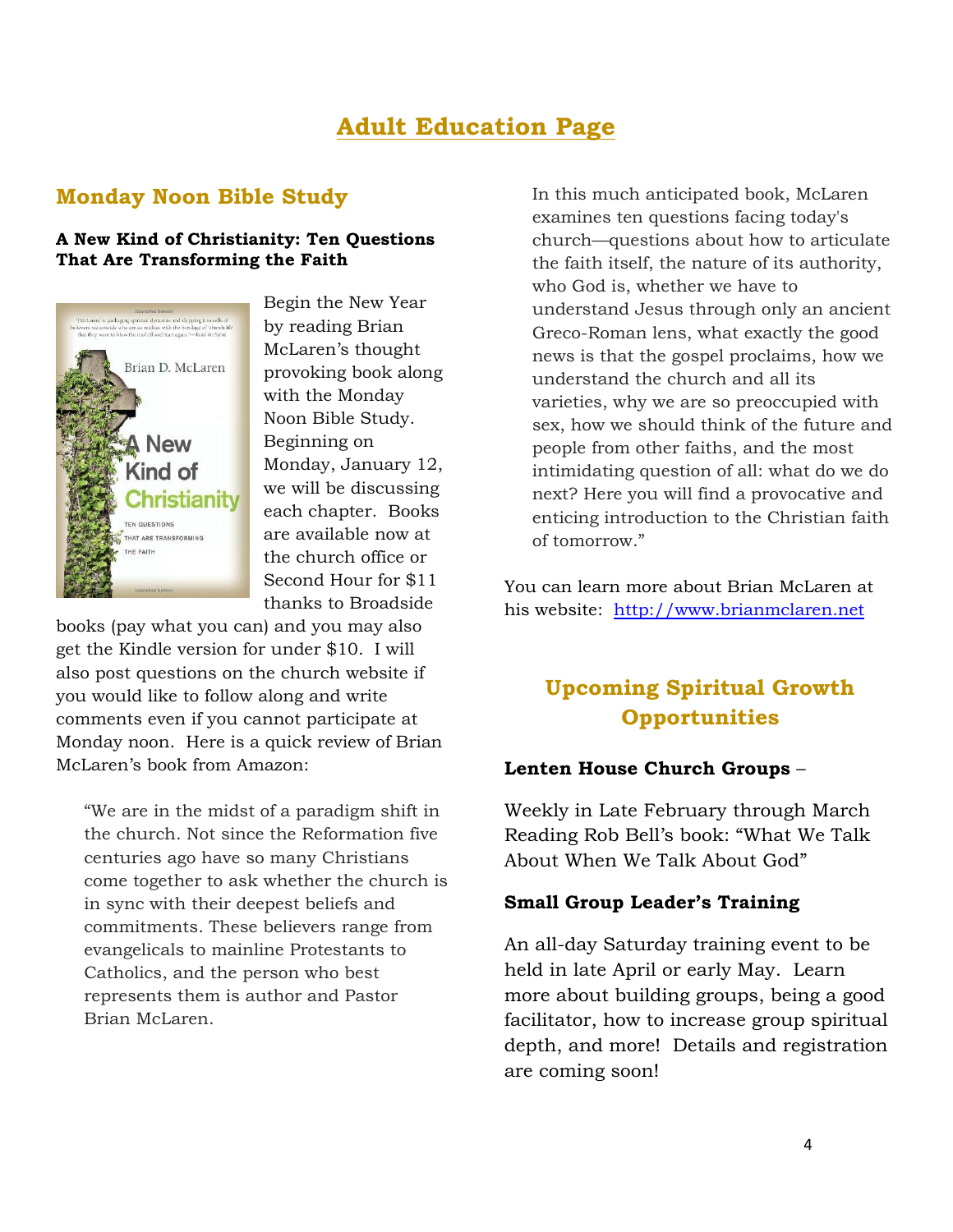# Adult Education Page

## Monday Noon Bible Study

**A New Kind of Christianity: Ten Questions That Are Transforming the Faith**

Begin the New Year by reading Brian McLaren's thought provoking book along with the Monday Noon Bible Study. Beginning on Monday, January 12, we will be discussing each chapter. Books are available now at the church office or Second Hour for $11 thanks to Broadside books (pay what you can) and you may also get the Kindle version for under $10. I will also post questions on the church website if you would like to follow along and write comments even if you cannot participate at Monday noon. Here is a quick review of Brian McLaren's book from Amazon:

> "We are in the midst of a paradigm shift in the church. Not since the Reformation five centuries ago have so many Christians come together to ask whether the church is in sync with their deepest beliefs and commitments. These believers range from evangelicals to mainline Protestants to Catholics, and the person who best represents them is author and Pastor Brian McLaren.
>
> In this much anticipated book, McLaren examines ten questions facing today's church—questions about how to articulate the faith itself, the nature of its authority, who God is, whether we have to understand Jesus through only an ancient Greco-Roman lens, what exactly the good news is that the gospel proclaims, how we understand the church and all its varieties, why we are so preoccupied with sex, how we should think of the future and people from other faiths, and the most intimidating question of all: what do we do next? Here you will find a provocative and enticing introduction to the Christian faith of tomorrow."

You can learn more about Brian McLaren at his website: http://www.brianmclaren.net

## Upcoming Spiritual Growth Opportunities

**Lenten House Church Groups** –

Weekly in Late February through March Reading Rob Bell's book: "What We Talk About When We Talk About God"

**Small Group Leader's Training**

An all-day Saturday training event to be held in late April or early May. Learn more about building groups, being a good facilitator, how to increase group spiritual depth, and more! Details and registration are coming soon!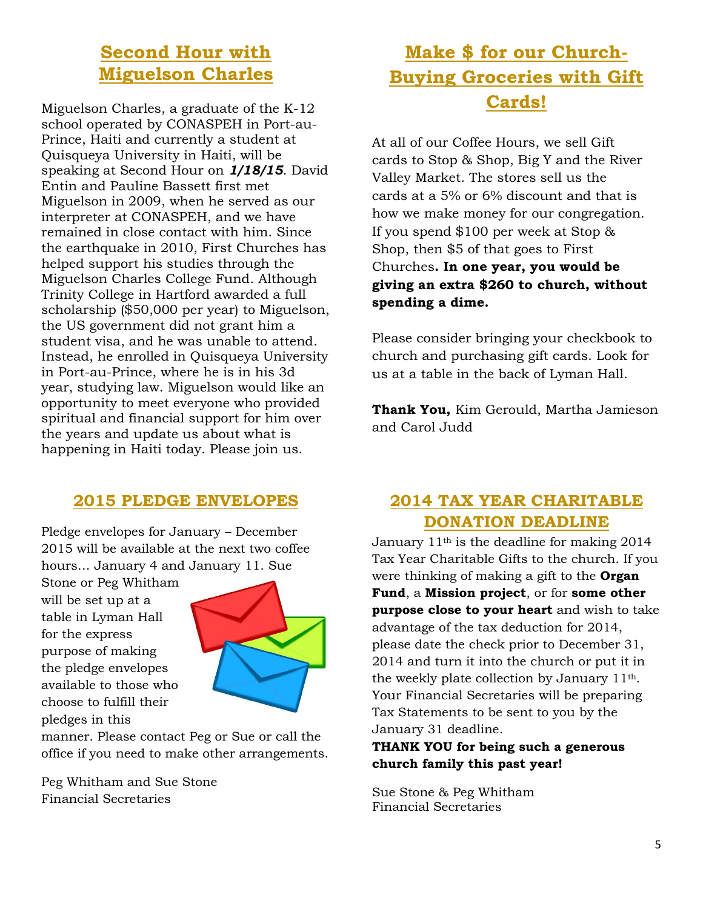## Second Hour with Miguelson Charles

Miguelson Charles, a graduate of the K-12 school operated by CONASPEH in Port-au-Prince, Haiti and currently a student at Quisqueya University in Haiti, will be speaking at Second Hour on ***1/18/15***. David Entin and Pauline Bassett first met Miguelson in 2009, when he served as our interpreter at CONASPEH, and we have remained in close contact with him. Since the earthquake in 2010, First Churches has helped support his studies through the Miguelson Charles College Fund. Although Trinity College in Hartford awarded a full scholarship ($50,000 per year) to Miguelson, the US government did not grant him a student visa, and he was unable to attend. Instead, he enrolled in Quisqueya University in Port-au-Prince, where he is in his 3d year, studying law. Miguelson would like an opportunity to meet everyone who provided spiritual and financial support for him over the years and update us about what is happening in Haiti today. Please join us.

## Make $ for our Church- Buying Groceries with Gift Cards!

At all of our Coffee Hours, we sell Gift cards to Stop & Shop, Big Y and the River Valley Market. The stores sell us the cards at a 5% or 6% discount and that is how we make money for our congregation. If you spend $100 per week at Stop & Shop, then $5 of that goes to First Churches**. In one year, you would be giving an extra $260 to church, without spending a dime.**

Please consider bringing your checkbook to church and purchasing gift cards. Look for us at a table in the back of Lyman Hall.

**Thank You,** Kim Gerould, Martha Jamieson and Carol Judd

## 2015 PLEDGE ENVELOPES

Pledge envelopes for January – December 2015 will be available at the next two coffee hours… January 4 and January 11. Sue Stone or Peg Whitham will be set up at a table in Lyman Hall for the express purpose of making the pledge envelopes available to those who choose to fulfill their pledges in this manner. Please contact Peg or Sue or call the office if you need to make other arrangements.

Peg Whitham and Sue Stone
Financial Secretaries

## 2014 TAX YEAR CHARITABLE DONATION DEADLINE

January 11th is the deadline for making 2014 Tax Year Charitable Gifts to the church. If you were thinking of making a gift to the **Organ Fund**, a **Mission project**, or for **some other purpose close to your heart** and wish to take advantage of the tax deduction for 2014, please date the check prior to December 31, 2014 and turn it into the church or put it in the weekly plate collection by January 11th. Your Financial Secretaries will be preparing Tax Statements to be sent to you by the January 31 deadline.

**THANK YOU for being such a generous church family this past year!**

Sue Stone & Peg Whitham
Financial Secretaries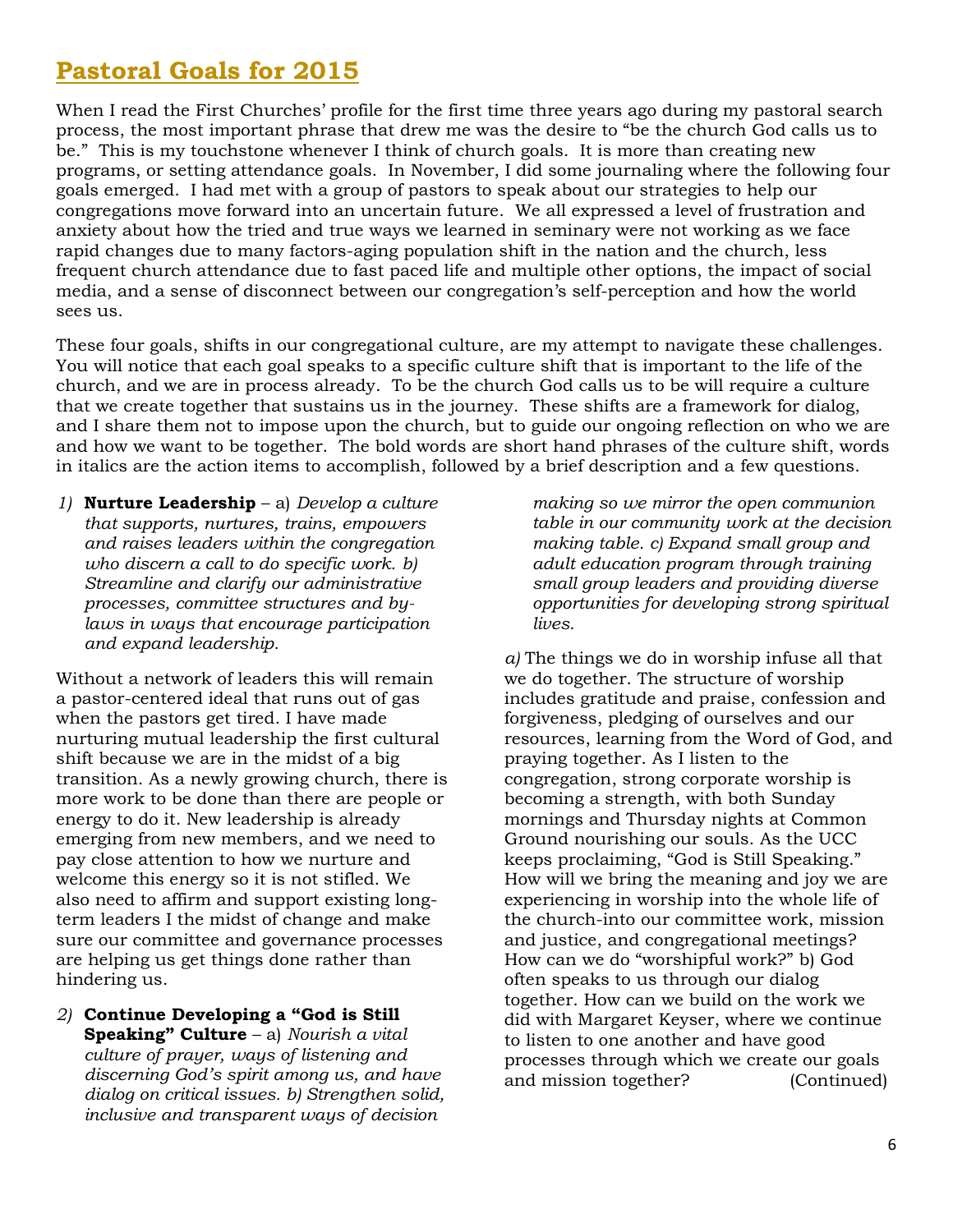# Pastoral Goals for 2015

When I read the First Churches' profile for the first time three years ago during my pastoral search process, the most important phrase that drew me was the desire to "be the church God calls us to be." This is my touchstone whenever I think of church goals. It is more than creating new programs, or setting attendance goals. In November, I did some journaling where the following four goals emerged. I had met with a group of pastors to speak about our strategies to help our congregations move forward into an uncertain future. We all expressed a level of frustration and anxiety about how the tried and true ways we learned in seminary were not working as we face rapid changes due to many factors-aging population shift in the nation and the church, less frequent church attendance due to fast paced life and multiple other options, the impact of social media, and a sense of disconnect between our congregation's self-perception and how the world sees us.

These four goals, shifts in our congregational culture, are my attempt to navigate these challenges. You will notice that each goal speaks to a specific culture shift that is important to the life of the church, and we are in process already. To be the church God calls us to be will require a culture that we create together that sustains us in the journey. These shifts are a framework for dialog, and I share them not to impose upon the church, but to guide our ongoing reflection on who we are and how we want to be together. The bold words are short hand phrases of the culture shift, words in italics are the action items to accomplish, followed by a brief description and a few questions.

1) **Nurture Leadership** – a) *Develop a culture that supports, nurtures, trains, empowers and raises leaders within the congregation who discern a call to do specific work. b) Streamline and clarify our administrative processes, committee structures and by-laws in ways that encourage participation and expand leadership.*

Without a network of leaders this will remain a pastor-centered ideal that runs out of gas when the pastors get tired. I have made nurturing mutual leadership the first cultural shift because we are in the midst of a big transition. As a newly growing church, there is more work to be done than there are people or energy to do it. New leadership is already emerging from new members, and we need to pay close attention to how we nurture and welcome this energy so it is not stifled. We also need to affirm and support existing long-term leaders I the midst of change and make sure our committee and governance processes are helping us get things done rather than hindering us.

2) **Continue Developing a "God is Still Speaking" Culture** – a) *Nourish a vital culture of prayer, ways of listening and discerning God's spirit among us, and have dialog on critical issues. b) Strengthen solid, inclusive and transparent ways of decision making so we mirror the open communion table in our community work at the decision making table. c) Expand small group and adult education program through training small group leaders and providing diverse opportunities for developing strong spiritual lives.*

*a)* The things we do in worship infuse all that we do together. The structure of worship includes gratitude and praise, confession and forgiveness, pledging of ourselves and our resources, learning from the Word of God, and praying together. As I listen to the congregation, strong corporate worship is becoming a strength, with both Sunday mornings and Thursday nights at Common Ground nourishing our souls. As the UCC keeps proclaiming, "God is Still Speaking." How will we bring the meaning and joy we are experiencing in worship into the whole life of the church-into our committee work, mission and justice, and congregational meetings? How can we do "worshipful work?" b) God often speaks to us through our dialog together. How can we build on the work we did with Margaret Keyser, where we continue to listen to one another and have good processes through which we create our goals and mission together? (Continued)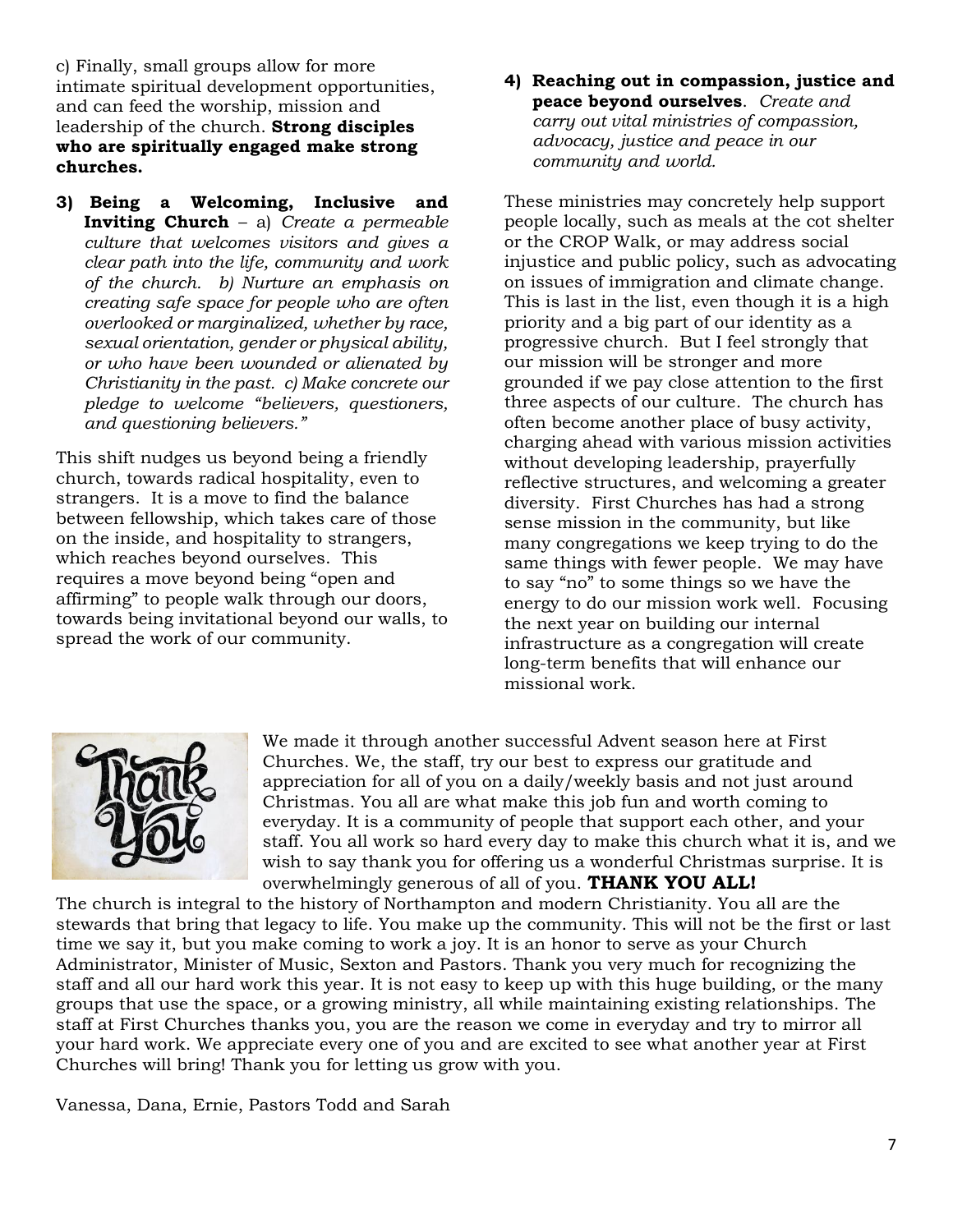c) Finally, small groups allow for more intimate spiritual development opportunities, and can feed the worship, mission and leadership of the church. **Strong disciples who are spiritually engaged make strong churches.**

3) **Being a Welcoming, Inclusive and Inviting Church** – a) *Create a permeable culture that welcomes visitors and gives a clear path into the life, community and work of the church. b) Nurture an emphasis on creating safe space for people who are often overlooked or marginalized, whether by race, sexual orientation, gender or physical ability, or who have been wounded or alienated by Christianity in the past. c) Make concrete our pledge to welcome "believers, questioners, and questioning believers."*

This shift nudges us beyond being a friendly church, towards radical hospitality, even to strangers. It is a move to find the balance between fellowship, which takes care of those on the inside, and hospitality to strangers, which reaches beyond ourselves. This requires a move beyond being "open and affirming" to people walk through our doors, towards being invitational beyond our walls, to spread the work of our community.

4) **Reaching out in compassion, justice and peace beyond ourselves**. *Create and carry out vital ministries of compassion, advocacy, justice and peace in our community and world.*

These ministries may concretely help support people locally, such as meals at the cot shelter or the CROP Walk, or may address social injustice and public policy, such as advocating on issues of immigration and climate change. This is last in the list, even though it is a high priority and a big part of our identity as a progressive church. But I feel strongly that our mission will be stronger and more grounded if we pay close attention to the first three aspects of our culture. The church has often become another place of busy activity, charging ahead with various mission activities without developing leadership, prayerfully reflective structures, and welcoming a greater diversity. First Churches has had a strong sense mission in the community, but like many congregations we keep trying to do the same things with fewer people. We may have to say "no" to some things so we have the energy to do our mission work well. Focusing the next year on building our internal infrastructure as a congregation will create long-term benefits that will enhance our missional work.

We made it through another successful Advent season here at First Churches. We, the staff, try our best to express our gratitude and appreciation for all of you on a daily/weekly basis and not just around Christmas. You all are what make this job fun and worth coming to everyday. It is a community of people that support each other, and your staff. You all work so hard every day to make this church what it is, and we wish to say thank you for offering us a wonderful Christmas surprise. It is overwhelmingly generous of all of you. **THANK YOU ALL!**

The church is integral to the history of Northampton and modern Christianity. You all are the stewards that bring that legacy to life. You make up the community. This will not be the first or last time we say it, but you make coming to work a joy. It is an honor to serve as your Church Administrator, Minister of Music, Sexton and Pastors. Thank you very much for recognizing the staff and all our hard work this year. It is not easy to keep up with this huge building, or the many groups that use the space, or a growing ministry, all while maintaining existing relationships. The staff at First Churches thanks you, you are the reason we come in everyday and try to mirror all your hard work. We appreciate every one of you and are excited to see what another year at First Churches will bring! Thank you for letting us grow with you.

Vanessa, Dana, Ernie, Pastors Todd and Sarah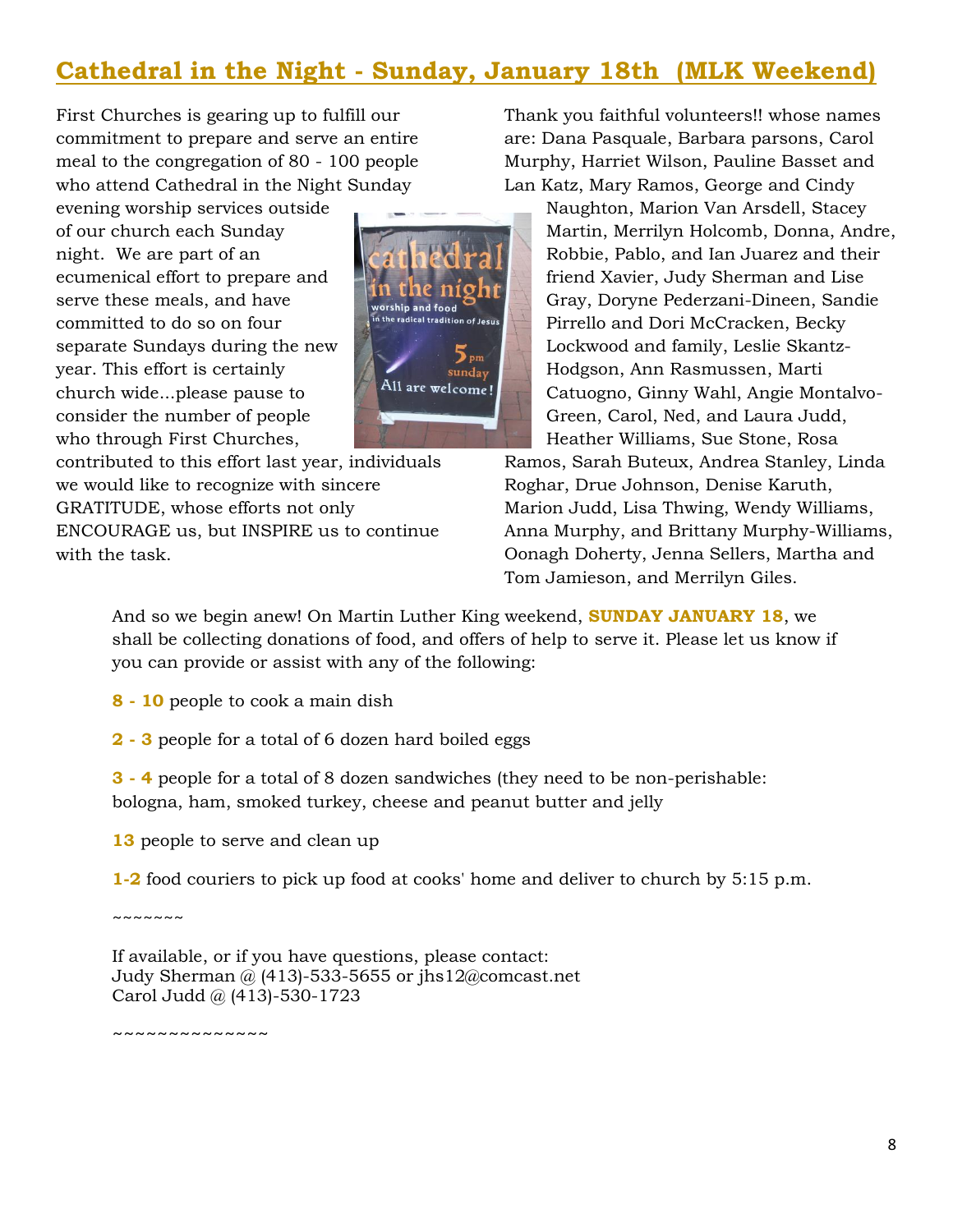## Cathedral in the Night - Sunday, January 18th (MLK Weekend)

First Churches is gearing up to fulfill our commitment to prepare and serve an entire meal to the congregation of 80 - 100 people who attend Cathedral in the Night Sunday evening worship services outside of our church each Sunday night. We are part of an ecumenical effort to prepare and serve these meals, and have committed to do so on four separate Sundays during the new year. This effort is certainly church wide...please pause to consider the number of people who through First Churches, contributed to this effort last year, individuals we would like to recognize with sincere GRATITUDE, whose efforts not only ENCOURAGE us, but INSPIRE us to continue with the task.

Thank you faithful volunteers!! whose names are: Dana Pasquale, Barbara parsons, Carol Murphy, Harriet Wilson, Pauline Basset and Lan Katz, Mary Ramos, George and Cindy Naughton, Marion Van Arsdell, Stacey Martin, Merrilyn Holcomb, Donna, Andre, Robbie, Pablo, and Ian Juarez and their friend Xavier, Judy Sherman and Lise Gray, Doryne Pederzani-Dineen, Sandie Pirrello and Dori McCracken, Becky Lockwood and family, Leslie Skantz-Hodgson, Ann Rasmussen, Marti Catuogno, Ginny Wahl, Angie Montalvo-Green, Carol, Ned, and Laura Judd, Heather Williams, Sue Stone, Rosa Ramos, Sarah Buteux, Andrea Stanley, Linda Roghar, Drue Johnson, Denise Karuth, Marion Judd, Lisa Thwing, Wendy Williams, Anna Murphy, and Brittany Murphy-Williams, Oonagh Doherty, Jenna Sellers, Martha and Tom Jamieson, and Merrilyn Giles.

And so we begin anew! On Martin Luther King weekend, **SUNDAY JANUARY 18**, we shall be collecting donations of food, and offers of help to serve it. Please let us know if you can provide or assist with any of the following:

**8 - 10** people to cook a main dish

**2 - 3** people for a total of 6 dozen hard boiled eggs

**3 - 4** people for a total of 8 dozen sandwiches (they need to be non-perishable: bologna, ham, smoked turkey, cheese and peanut butter and jelly

**13** people to serve and clean up

**1-2** food couriers to pick up food at cooks' home and deliver to church by 5:15 p.m.

~~~~~~~

If available, or if you have questions, please contact:
Judy Sherman @ (413)-533-5655 or jhs12@comcast.net
Carol Judd @ (413)-530-1723

~~~~~~~~~~~~~~~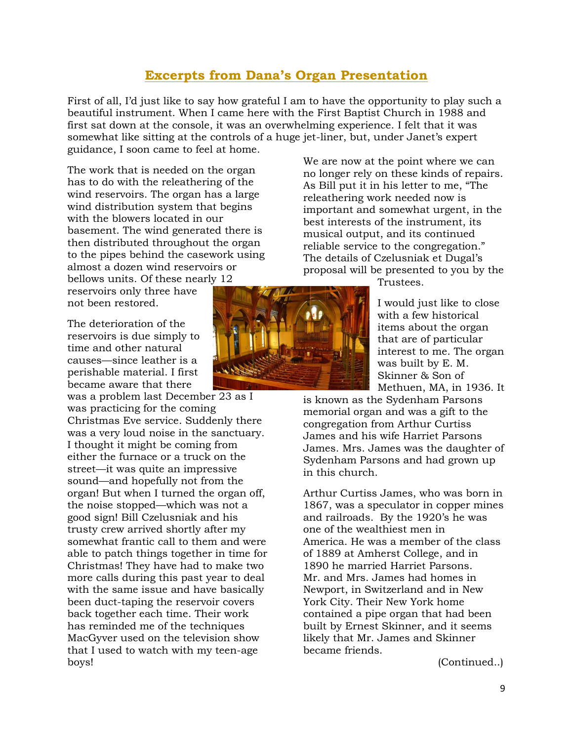## Excerpts from Dana's Organ Presentation

First of all, I'd just like to say how grateful I am to have the opportunity to play such a beautiful instrument. When I came here with the First Baptist Church in 1988 and first sat down at the console, it was an overwhelming experience. I felt that it was somewhat like sitting at the controls of a huge jet-liner, but, under Janet's expert guidance, I soon came to feel at home.

The work that is needed on the organ has to do with the releathering of the wind reservoirs. The organ has a large wind distribution system that begins with the blowers located in our basement. The wind generated there is then distributed throughout the organ to the pipes behind the casework using almost a dozen wind reservoirs or bellows units. Of these nearly 12 reservoirs only three have not been restored.

The deterioration of the reservoirs is due simply to time and other natural causes—since leather is a perishable material. I first became aware that there was a problem last December 23 as I was practicing for the coming Christmas Eve service. Suddenly there was a very loud noise in the sanctuary. I thought it might be coming from either the furnace or a truck on the street—it was quite an impressive sound—and hopefully not from the organ! But when I turned the organ off, the noise stopped—which was not a good sign! Bill Czelusniak and his trusty crew arrived shortly after my somewhat frantic call to them and were able to patch things together in time for Christmas! They have had to make two more calls during this past year to deal with the same issue and have basically been duct-taping the reservoir covers back together each time. Their work has reminded me of the techniques MacGyver used on the television show that I used to watch with my teen-age boys!

We are now at the point where we can no longer rely on these kinds of repairs. As Bill put it in his letter to me, "The releathering work needed now is important and somewhat urgent, in the best interests of the instrument, its musical output, and its continued reliable service to the congregation." The details of Czelusniak et Dugal's proposal will be presented to you by the Trustees.

I would just like to close with a few historical items about the organ that are of particular interest to me. The organ was built by E. M. Skinner & Son of Methuen, MA, in 1936. It is known as the Sydenham Parsons memorial organ and was a gift to the congregation from Arthur Curtiss James and his wife Harriet Parsons James. Mrs. James was the daughter of Sydenham Parsons and had grown up in this church.

Arthur Curtiss James, who was born in 1867, was a speculator in copper mines and railroads. By the 1920's he was one of the wealthiest men in America. He was a member of the class of 1889 at Amherst College, and in 1890 he married Harriet Parsons. Mr. and Mrs. James had homes in Newport, in Switzerland and in New York City. Their New York home contained a pipe organ that had been built by Ernest Skinner, and it seems likely that Mr. James and Skinner became friends.

(Continued..)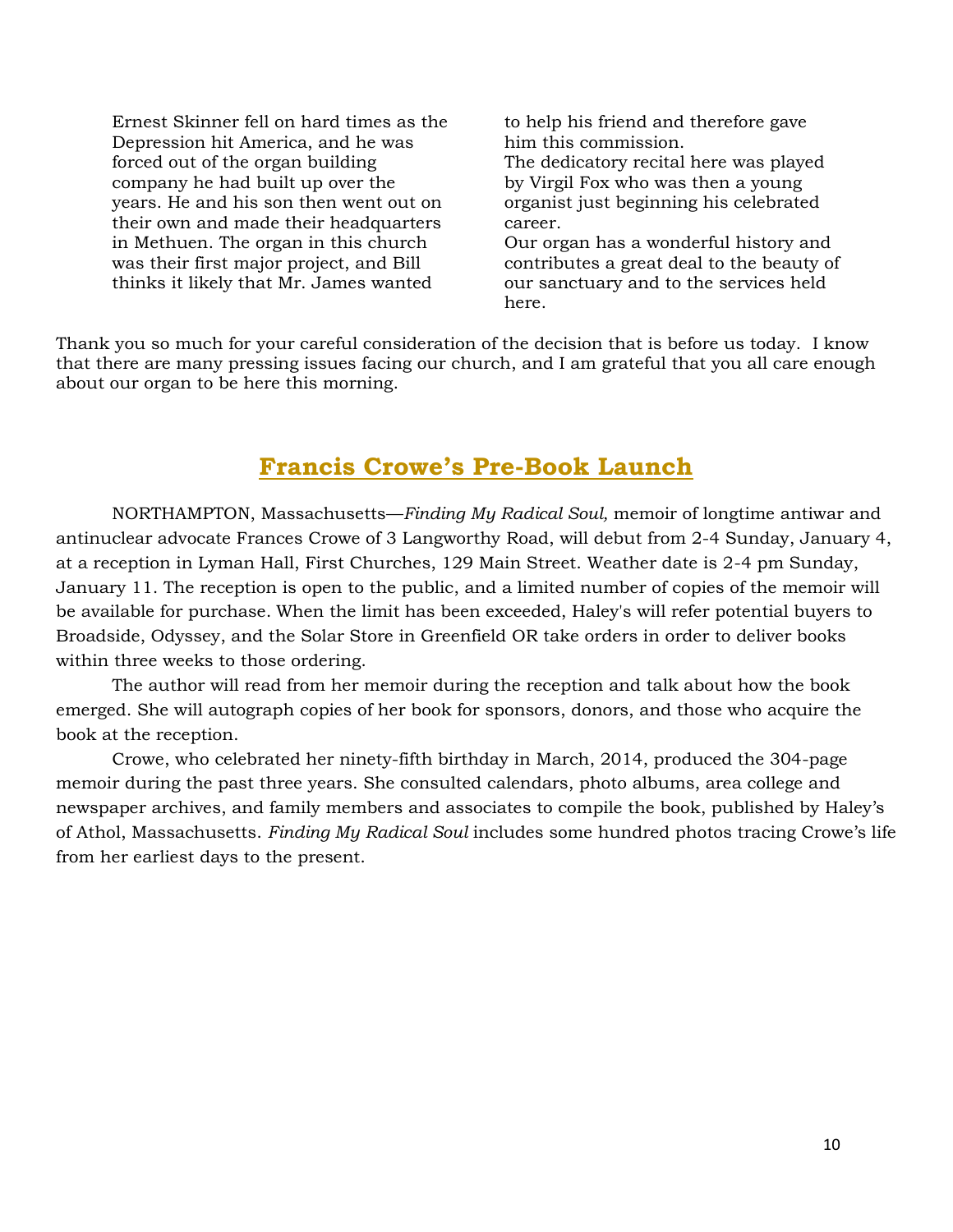Ernest Skinner fell on hard times as the Depression hit America, and he was forced out of the organ building company he had built up over the years. He and his son then went out on their own and made their headquarters in Methuen. The organ in this church was their first major project, and Bill thinks it likely that Mr. James wanted to help his friend and therefore gave him this commission.

The dedicatory recital here was played by Virgil Fox who was then a young organist just beginning his celebrated career.

Our organ has a wonderful history and contributes a great deal to the beauty of our sanctuary and to the services held here.

Thank you so much for your careful consideration of the decision that is before us today. I know that there are many pressing issues facing our church, and I am grateful that you all care enough about our organ to be here this morning.

## Francis Crowe's Pre-Book Launch

NORTHAMPTON, Massachusetts—*Finding My Radical Soul,* memoir of longtime antiwar and antinuclear advocate Frances Crowe of 3 Langworthy Road, will debut from 2-4 Sunday, January 4, at a reception in Lyman Hall, First Churches, 129 Main Street. Weather date is 2-4 pm Sunday, January 11. The reception is open to the public, and a limited number of copies of the memoir will be available for purchase. When the limit has been exceeded, Haley's will refer potential buyers to Broadside, Odyssey, and the Solar Store in Greenfield OR take orders in order to deliver books within three weeks to those ordering.

The author will read from her memoir during the reception and talk about how the book emerged. She will autograph copies of her book for sponsors, donors, and those who acquire the book at the reception.

Crowe, who celebrated her ninety-fifth birthday in March, 2014, produced the 304-page memoir during the past three years. She consulted calendars, photo albums, area college and newspaper archives, and family members and associates to compile the book, published by Haley's of Athol, Massachusetts. *Finding My Radical Soul* includes some hundred photos tracing Crowe's life from her earliest days to the present.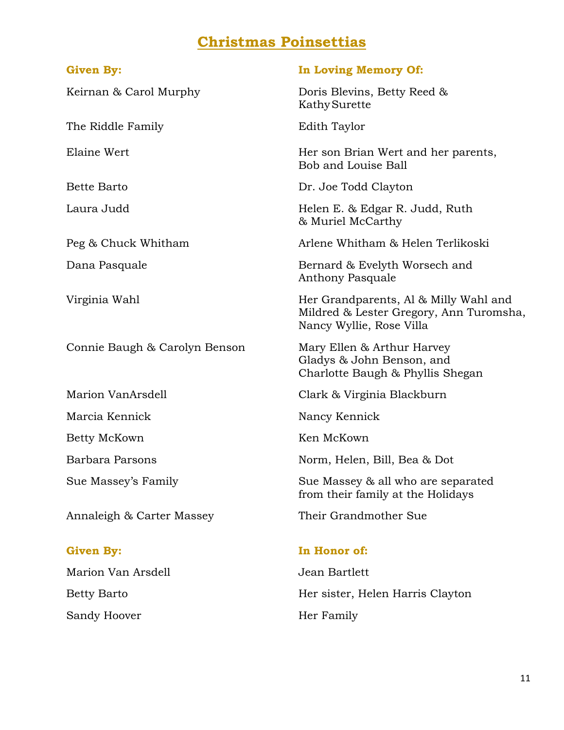# Christmas Poinsettias

| Given By: | In Loving Memory Of: |
|---|---|
| Keirnan & Carol Murphy | Doris Blevins, Betty Reed & Kathy Surette |
| The Riddle Family | Edith Taylor |
| Elaine Wert | Her son Brian Wert and her parents, Bob and Louise Ball |
| Bette Barto | Dr. Joe Todd Clayton |
| Laura Judd | Helen E. & Edgar R. Judd, Ruth & Muriel McCarthy |
| Peg & Chuck Whitham | Arlene Whitham & Helen Terlikoski |
| Dana Pasquale | Bernard & Evelyth Worsech and Anthony Pasquale |
| Virginia Wahl | Her Grandparents, Al & Milly Wahl and Mildred & Lester Gregory, Ann Turomsha, Nancy Wyllie, Rose Villa |
| Connie Baugh & Carolyn Benson | Mary Ellen & Arthur Harvey Gladys & John Benson, and Charlotte Baugh & Phyllis Shegan |
| Marion VanArsdell | Clark & Virginia Blackburn |
| Marcia Kennick | Nancy Kennick |
| Betty McKown | Ken McKown |
| Barbara Parsons | Norm, Helen, Bill, Bea & Dot |
| Sue Massey's Family | Sue Massey & all who are separated from their family at the Holidays |
| Annaleigh & Carter Massey | Their Grandmother Sue |

| Given By: | In Honor of: |
|---|---|
| Marion Van Arsdell | Jean Bartlett |
| Betty Barto | Her sister, Helen Harris Clayton |
| Sandy Hoover | Her Family |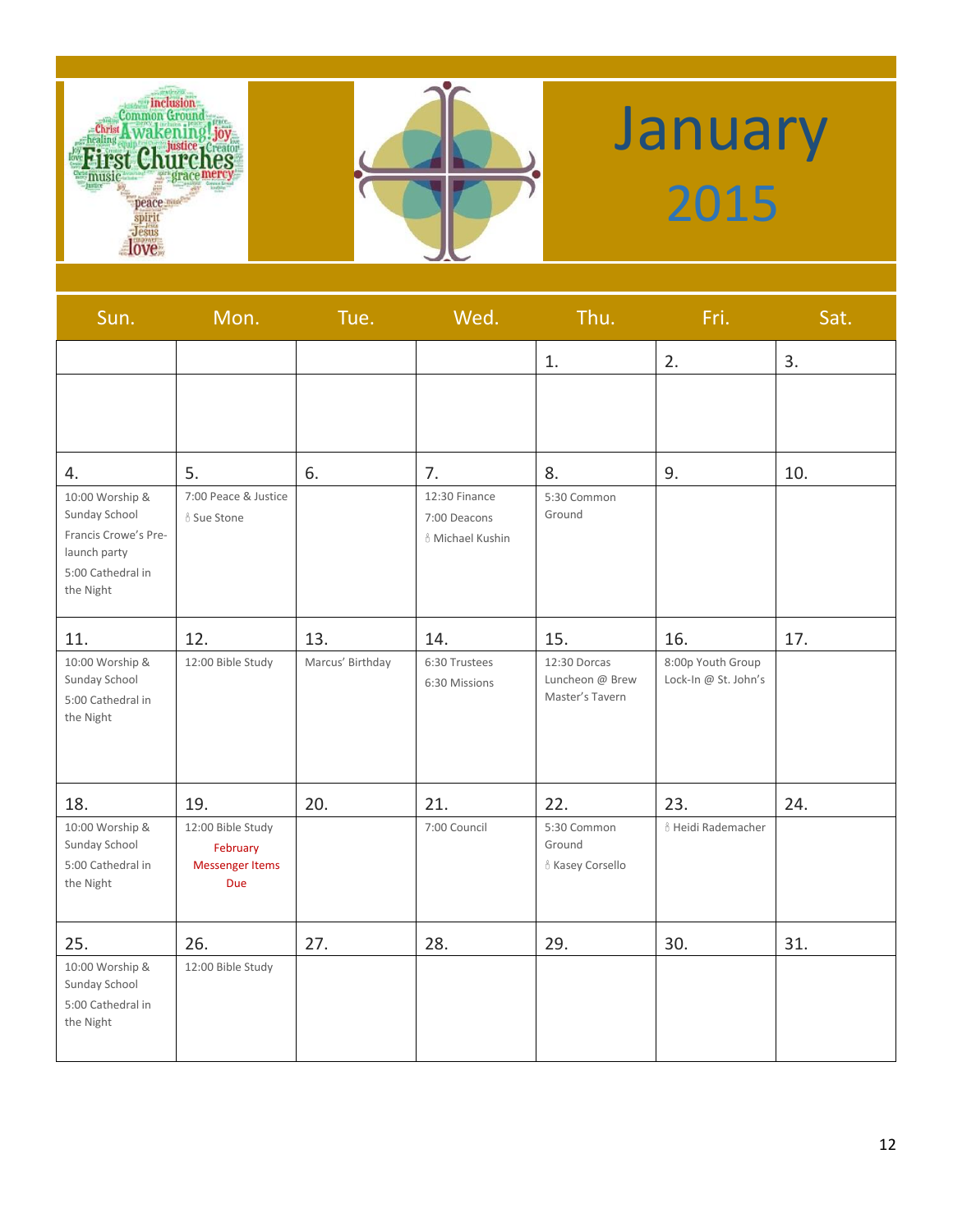# January 2015

| Sun. | Mon. | Tue. | Wed. | Thu. | Fri. | Sat. |
|---|---|---|---|---|---|---|
| | | | | 1. | 2. | 3. |
| 4. 10:00 Worship & Sunday School<br>Francis Crowe's Pre-launch party<br>5:00 Cathedral in the Night | 5. 7:00 Peace & Justice<br>Sue Stone | 6. | 7. 12:30 Finance<br>7:00 Deacons<br>Michael Kushin | 8. 5:30 Common Ground | 9. | 10. |
| 11. 10:00 Worship & Sunday School<br>5:00 Cathedral in the Night | 12. 12:00 Bible Study | 13. Marcus' Birthday | 14. 6:30 Trustees<br>6:30 Missions | 15. 12:30 Dorcas Luncheon @ Brew Master's Tavern | 16. 8:00p Youth Group Lock-In @ St. John's | 17. |
| 18. 10:00 Worship & Sunday School<br>5:00 Cathedral in the Night | 19. 12:00 Bible Study<br>February Messenger Items Due | 20. | 21. 7:00 Council | 22. 5:30 Common Ground<br>Kasey Corsello | 23. Heidi Rademacher | 24. |
| 25. 10:00 Worship & Sunday School<br>5:00 Cathedral in the Night | 26. 12:00 Bible Study | 27. | 28. | 29. | 30. | 31. |